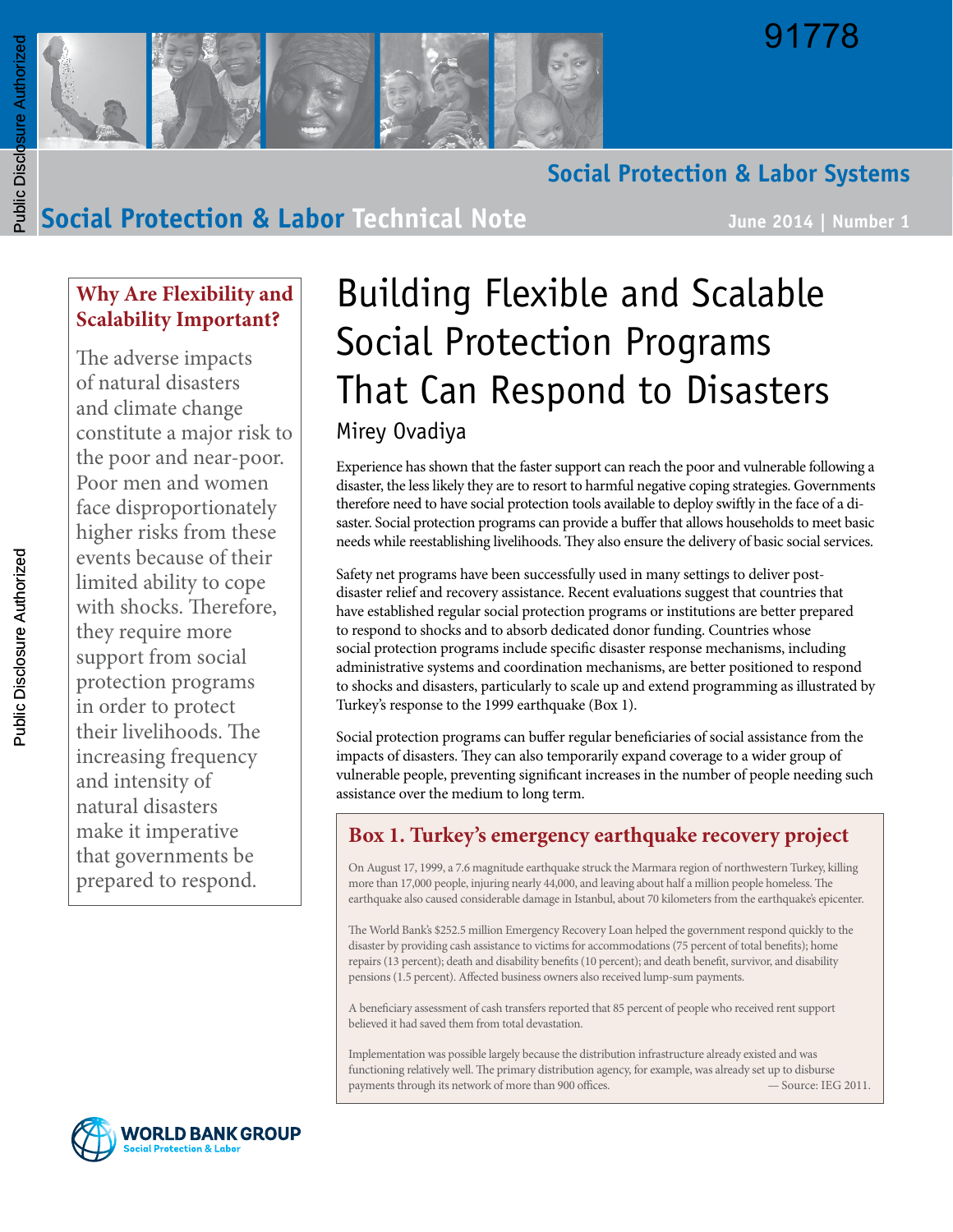91778

Social Protection & Labor Systems

Social Protection & Labor Technical Note

June 2014 | Number 1

# Building Flexible and Scalable Social Protection Programs That Can Respond to Disasters

Mirey Ovadiya

### Why Are Flexibility and Scalability Important?

The adverse impacts of natural disasters and climate change constitute a major risk to the poor and near-poor. Poor men and women face disproportionately higher risks from these events because of their limited ability to cope with shocks. Therefore, they require more support from social protection programs in order to protect their livelihoods. The increasing frequency and intensity of natural disasters make it imperative that governments be prepared to respond.

Experience has shown that the faster support can reach the poor and vulnerable following a disaster, the less likely they are to resort to harmful negative coping strategies. Governments therefore need to have social protection tools available to deploy swiftly in the face of a disaster. Social protection programs can provide a buffer that allows households to meet basic needs while reestablishing livelihoods. They also ensure the delivery of basic social services.

Safety net programs have been successfully used in many settings to deliver post-disaster relief and recovery assistance. Recent evaluations suggest that countries that have established regular social protection programs or institutions are better prepared to respond to shocks and to absorb dedicated donor funding. Countries whose social protection programs include specific disaster response mechanisms, including administrative systems and coordination mechanisms, are better positioned to respond to shocks and disasters, particularly to scale up and extend programming as illustrated by Turkey's response to the 1999 earthquake (Box 1).

Social protection programs can buffer regular beneficiaries of social assistance from the impacts of disasters. They can also temporarily expand coverage to a wider group of vulnerable people, preventing significant increases in the number of people needing such assistance over the medium to long term.

### Box 1. Turkey's emergency earthquake recovery project

On August 17, 1999, a 7.6 magnitude earthquake struck the Marmara region of northwestern Turkey, killing more than 17,000 people, injuring nearly 44,000, and leaving about half a million people homeless. The earthquake also caused considerable damage in Istanbul, about 70 kilometers from the earthquake's epicenter.

The World Bank's $252.5 million Emergency Recovery Loan helped the government respond quickly to the disaster by providing cash assistance to victims for accommodations (75 percent of total benefits); home repairs (13 percent); death and disability benefits (10 percent); and death benefit, survivor, and disability pensions (1.5 percent). Affected business owners also received lump-sum payments.

A beneficiary assessment of cash transfers reported that 85 percent of people who received rent support believed it had saved them from total devastation.

Implementation was possible largely because the distribution infrastructure already existed and was functioning relatively well. The primary distribution agency, for example, was already set up to disburse payments through its network of more than 900 offices. — Source: IEG 2011.

WORLD BANK GROUP
Social Protection & Labor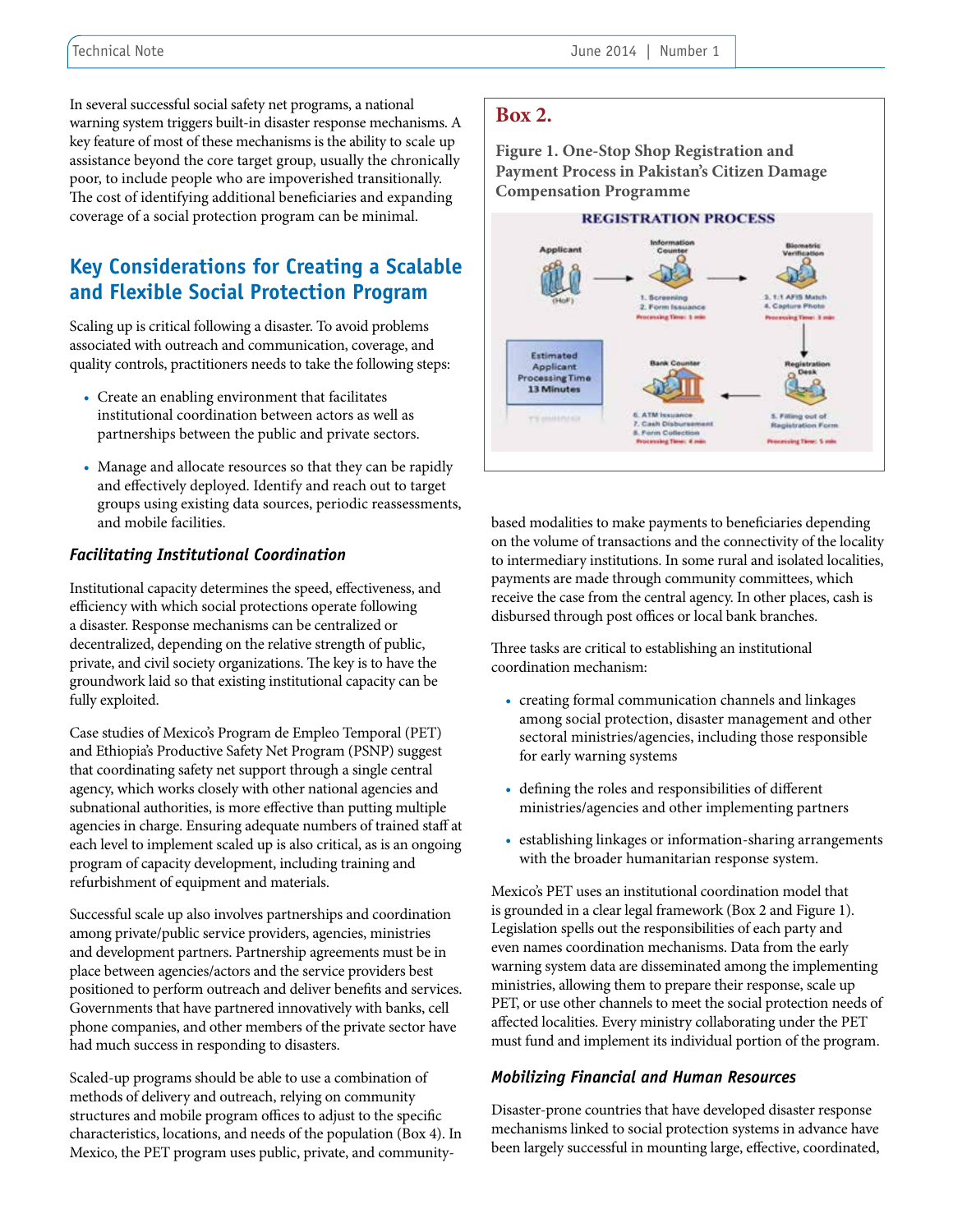In several successful social safety net programs, a national warning system triggers built-in disaster response mechanisms. A key feature of most of these mechanisms is the ability to scale up assistance beyond the core target group, usually the chronically poor, to include people who are impoverished transitionally. The cost of identifying additional beneficiaries and expanding coverage of a social protection program can be minimal.

## Key Considerations for Creating a Scalable and Flexible Social Protection Program

Scaling up is critical following a disaster. To avoid problems associated with outreach and communication, coverage, and quality controls, practitioners needs to take the following steps:

- Create an enabling environment that facilitates institutional coordination between actors as well as partnerships between the public and private sectors.
- Manage and allocate resources so that they can be rapidly and effectively deployed. Identify and reach out to target groups using existing data sources, periodic reassessments, and mobile facilities.

### *Facilitating Institutional Coordination*

Institutional capacity determines the speed, effectiveness, and efficiency with which social protections operate following a disaster. Response mechanisms can be centralized or decentralized, depending on the relative strength of public, private, and civil society organizations. The key is to have the groundwork laid so that existing institutional capacity can be fully exploited.

Case studies of Mexico's Program de Empleo Temporal (PET) and Ethiopia's Productive Safety Net Program (PSNP) suggest that coordinating safety net support through a single central agency, which works closely with other national agencies and subnational authorities, is more effective than putting multiple agencies in charge. Ensuring adequate numbers of trained staff at each level to implement scaled up is also critical, as is an ongoing program of capacity development, including training and refurbishment of equipment and materials.

Successful scale up also involves partnerships and coordination among private/public service providers, agencies, ministries and development partners. Partnership agreements must be in place between agencies/actors and the service providers best positioned to perform outreach and deliver benefits and services. Governments that have partnered innovatively with banks, cell phone companies, and other members of the private sector have had much success in responding to disasters.

Scaled-up programs should be able to use a combination of methods of delivery and outreach, relying on community structures and mobile program offices to adjust to the specific characteristics, locations, and needs of the population (Box 4). In Mexico, the PET program uses public, private, and community-based modalities to make payments to beneficiaries depending on the volume of transactions and the connectivity of the locality to intermediary institutions. In some rural and isolated localities, payments are made through community committees, which receive the case from the central agency. In other places, cash is disbursed through post offices or local bank branches.

Three tasks are critical to establishing an institutional coordination mechanism:

- creating formal communication channels and linkages among social protection, disaster management and other sectoral ministries/agencies, including those responsible for early warning systems
- defining the roles and responsibilities of different ministries/agencies and other implementing partners
- establishing linkages or information-sharing arrangements with the broader humanitarian response system.

Mexico's PET uses an institutional coordination model that is grounded in a clear legal framework (Box 2 and Figure 1). Legislation spells out the responsibilities of each party and even names coordination mechanisms. Data from the early warning system data are disseminated among the implementing ministries, allowing them to prepare their response, scale up PET, or use other channels to meet the social protection needs of affected localities. Every ministry collaborating under the PET must fund and implement its individual portion of the program.

### *Mobilizing Financial and Human Resources*

Disaster-prone countries that have developed disaster response mechanisms linked to social protection systems in advance have been largely successful in mounting large, effective, coordinated,

---

**Box 2.**

**Figure 1. One-Stop Shop Registration and Payment Process in Pakistan's Citizen Damage Compensation Programme**

**REGISTRATION PROCESS**

- Applicant (HoF)
- Information Counter: 1. Screening; 2. Form Issuance — Processing Time: 1 min
- Biometric Verification: 3. 1:1 AFIS Match; 4. Capture Photo — Processing Time: 3 min
- Registration Desk: 5. Filling out of Registration Form — Processing Time: 5 min
- Bank Counter: 6. ATM Issuance; 7. Cash Disbursement; 8. Form Collection — Processing Time: 4 min

Estimated Applicant Processing Time 13 Minutes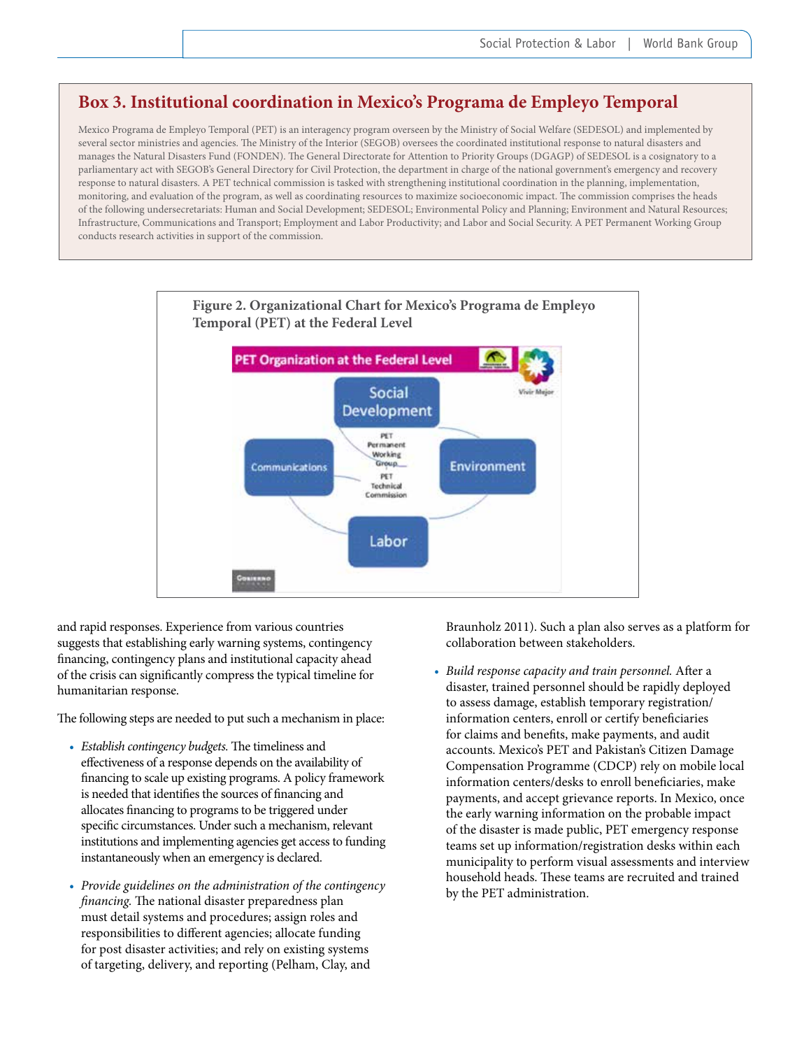## Box 3. Institutional coordination in Mexico's Programa de Empleyo Temporal

Mexico Programa de Empleyo Temporal (PET) is an interagency program overseen by the Ministry of Social Welfare (SEDESOL) and implemented by several sector ministries and agencies. The Ministry of the Interior (SEGOB) oversees the coordinated institutional response to natural disasters and manages the Natural Disasters Fund (FONDEN). The General Directorate for Attention to Priority Groups (DGAGP) of SEDESOL is a cosignatory to a parliamentary act with SEGOB's General Directory for Civil Protection, the department in charge of the national government's emergency and recovery response to natural disasters. A PET technical commission is tasked with strengthening institutional coordination in the planning, implementation, monitoring, and evaluation of the program, as well as coordinating resources to maximize socioeconomic impact. The commission comprises the heads of the following undersecretariats: Human and Social Development; SEDESOL; Environmental Policy and Planning; Environment and Natural Resources; Infrastructure, Communications and Transport; Employment and Labor Productivity; and Labor and Social Security. A PET Permanent Working Group conducts research activities in support of the commission.

**Figure 2. Organizational Chart for Mexico's Programa de Empleyo Temporal (PET) at the Federal Level**

PET Organization at the Federal Level

Social Development — Environment — Labor — Communications

PET Permanent Working Group

PET Technical Commission

and rapid responses. Experience from various countries suggests that establishing early warning systems, contingency financing, contingency plans and institutional capacity ahead of the crisis can significantly compress the typical timeline for humanitarian response.

The following steps are needed to put such a mechanism in place:

- *Establish contingency budgets.* The timeliness and effectiveness of a response depends on the availability of financing to scale up existing programs. A policy framework is needed that identifies the sources of financing and allocates financing to programs to be triggered under specific circumstances. Under such a mechanism, relevant institutions and implementing agencies get access to funding instantaneously when an emergency is declared.
- *Provide guidelines on the administration of the contingency financing.* The national disaster preparedness plan must detail systems and procedures; assign roles and responsibilities to different agencies; allocate funding for post disaster activities; and rely on existing systems of targeting, delivery, and reporting (Pelham, Clay, and Braunholz 2011). Such a plan also serves as a platform for collaboration between stakeholders.
- *Build response capacity and train personnel.* After a disaster, trained personnel should be rapidly deployed to assess damage, establish temporary registration/information centers, enroll or certify beneficiaries for claims and benefits, make payments, and audit accounts. Mexico's PET and Pakistan's Citizen Damage Compensation Programme (CDCP) rely on mobile local information centers/desks to enroll beneficiaries, make payments, and accept grievance reports. In Mexico, once the early warning information on the probable impact of the disaster is made public, PET emergency response teams set up information/registration desks within each municipality to perform visual assessments and interview household heads. These teams are recruited and trained by the PET administration.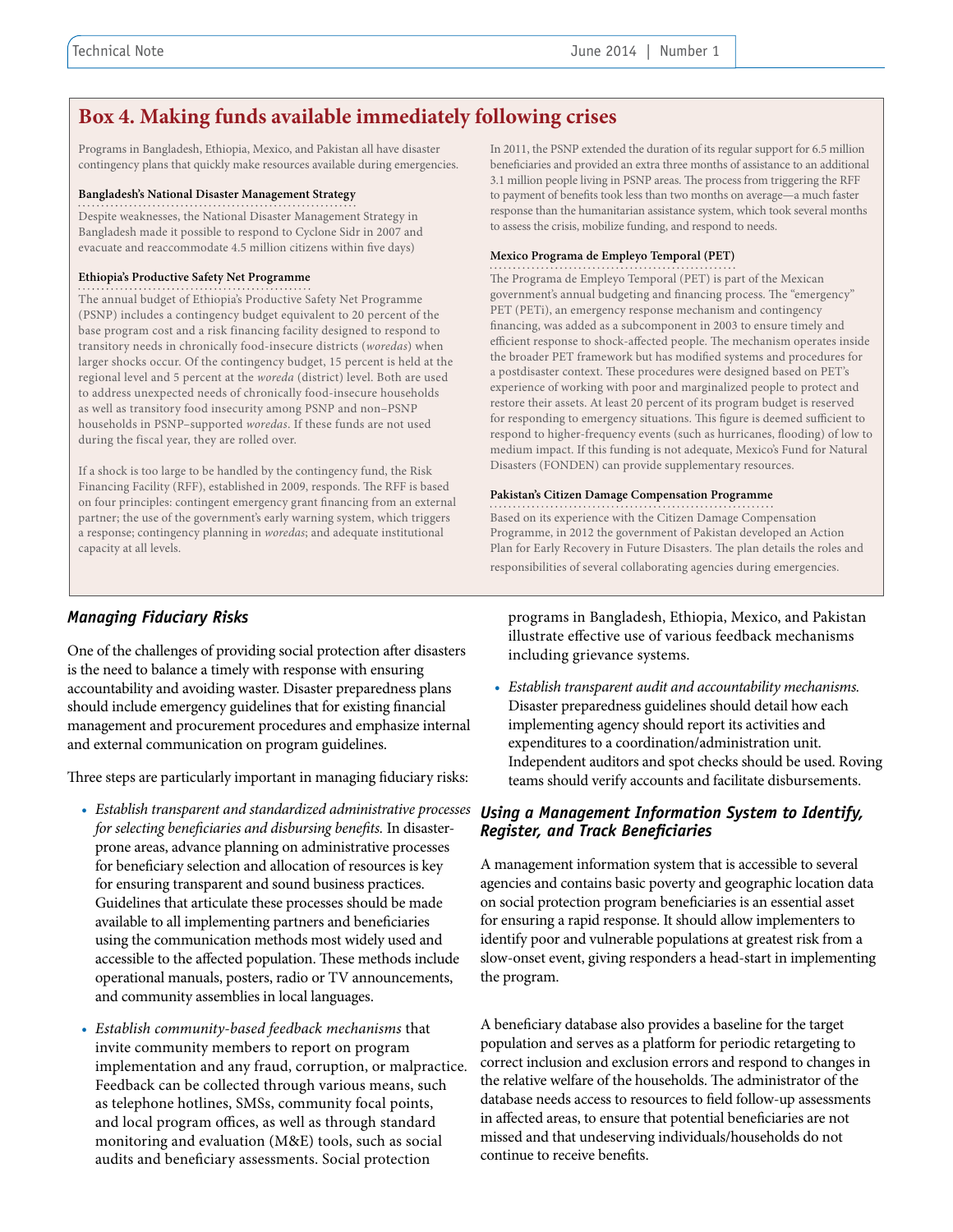## Box 4. Making funds available immediately following crises

Programs in Bangladesh, Ethiopia, Mexico, and Pakistan all have disaster contingency plans that quickly make resources available during emergencies.

**Bangladesh's National Disaster Management Strategy**

Despite weaknesses, the National Disaster Management Strategy in Bangladesh made it possible to respond to Cyclone Sidr in 2007 and evacuate and reaccommodate 4.5 million citizens within five days)

**Ethiopia's Productive Safety Net Programme**

The annual budget of Ethiopia's Productive Safety Net Programme (PSNP) includes a contingency budget equivalent to 20 percent of the base program cost and a risk financing facility designed to respond to transitory needs in chronically food-insecure districts (*woredas*) when larger shocks occur. Of the contingency budget, 15 percent is held at the regional level and 5 percent at the *woreda* (district) level. Both are used to address unexpected needs of chronically food-insecure households as well as transitory food insecurity among PSNP and non–PSNP households in PSNP–supported *woredas*. If these funds are not used during the fiscal year, they are rolled over.

If a shock is too large to be handled by the contingency fund, the Risk Financing Facility (RFF), established in 2009, responds. The RFF is based on four principles: contingent emergency grant financing from an external partner; the use of the government's early warning system, which triggers a response; contingency planning in *woredas*; and adequate institutional capacity at all levels.

In 2011, the PSNP extended the duration of its regular support for 6.5 million beneficiaries and provided an extra three months of assistance to an additional 3.1 million people living in PSNP areas. The process from triggering the RFF to payment of benefits took less than two months on average—a much faster response than the humanitarian assistance system, which took several months to assess the crisis, mobilize funding, and respond to needs.

**Mexico Programa de Empleyo Temporal (PET)**

The Programa de Empleyo Temporal (PET) is part of the Mexican government's annual budgeting and financing process. The "emergency" PET (PETi), an emergency response mechanism and contingency financing, was added as a subcomponent in 2003 to ensure timely and efficient response to shock-affected people. The mechanism operates inside the broader PET framework but has modified systems and procedures for a postdisaster context. These procedures were designed based on PET's experience of working with poor and marginalized people to protect and restore their assets. At least 20 percent of its program budget is reserved for responding to emergency situations. This figure is deemed sufficient to respond to higher-frequency events (such as hurricanes, flooding) of low to medium impact. If this funding is not adequate, Mexico's Fund for Natural Disasters (FONDEN) can provide supplementary resources.

**Pakistan's Citizen Damage Compensation Programme**

Based on its experience with the Citizen Damage Compensation Programme, in 2012 the government of Pakistan developed an Action Plan for Early Recovery in Future Disasters. The plan details the roles and responsibilities of several collaborating agencies during emergencies.

### *Managing Fiduciary Risks*

One of the challenges of providing social protection after disasters is the need to balance a timely with response with ensuring accountability and avoiding waster. Disaster preparedness plans should include emergency guidelines that for existing financial management and procurement procedures and emphasize internal and external communication on program guidelines.

Three steps are particularly important in managing fiduciary risks:

- *Establish transparent and standardized administrative processes for selecting beneficiaries and disbursing benefits.* In disaster-prone areas, advance planning on administrative processes for beneficiary selection and allocation of resources is key for ensuring transparent and sound business practices. Guidelines that articulate these processes should be made available to all implementing partners and beneficiaries using the communication methods most widely used and accessible to the affected population. These methods include operational manuals, posters, radio or TV announcements, and community assemblies in local languages.
- *Establish community-based feedback mechanisms* that invite community members to report on program implementation and any fraud, corruption, or malpractice. Feedback can be collected through various means, such as telephone hotlines, SMSs, community focal points, and local program offices, as well as through standard monitoring and evaluation (M&E) tools, such as social audits and beneficiary assessments. Social protection programs in Bangladesh, Ethiopia, Mexico, and Pakistan illustrate effective use of various feedback mechanisms including grievance systems.
- *Establish transparent audit and accountability mechanisms.* Disaster preparedness guidelines should detail how each implementing agency should report its activities and expenditures to a coordination/administration unit. Independent auditors and spot checks should be used. Roving teams should verify accounts and facilitate disbursements.

### *Using a Management Information System to Identify, Register, and Track Beneficiaries*

A management information system that is accessible to several agencies and contains basic poverty and geographic location data on social protection program beneficiaries is an essential asset for ensuring a rapid response. It should allow implementers to identify poor and vulnerable populations at greatest risk from a slow-onset event, giving responders a head-start in implementing the program.

A beneficiary database also provides a baseline for the target population and serves as a platform for periodic retargeting to correct inclusion and exclusion errors and respond to changes in the relative welfare of the households. The administrator of the database needs access to resources to field follow-up assessments in affected areas, to ensure that potential beneficiaries are not missed and that undeserving individuals/households do not continue to receive benefits.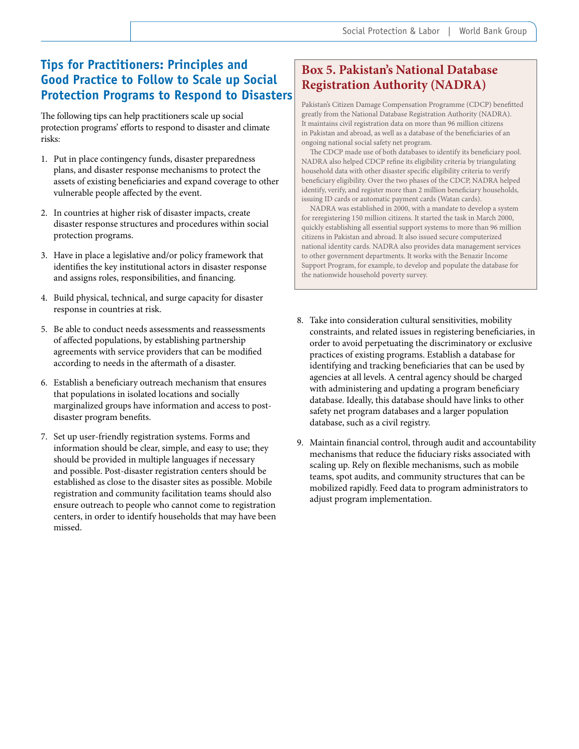## Tips for Practitioners: Principles and Good Practice to Follow to Scale up Social Protection Programs to Respond to Disasters

The following tips can help practitioners scale up social protection programs' efforts to respond to disaster and climate risks:

1. Put in place contingency funds, disaster preparedness plans, and disaster response mechanisms to protect the assets of existing beneficiaries and expand coverage to other vulnerable people affected by the event.

2. In countries at higher risk of disaster impacts, create disaster response structures and procedures within social protection programs.

3. Have in place a legislative and/or policy framework that identifies the key institutional actors in disaster response and assigns roles, responsibilities, and financing.

4. Build physical, technical, and surge capacity for disaster response in countries at risk.

5. Be able to conduct needs assessments and reassessments of affected populations, by establishing partnership agreements with service providers that can be modified according to needs in the aftermath of a disaster.

6. Establish a beneficiary outreach mechanism that ensures that populations in isolated locations and socially marginalized groups have information and access to post-disaster program benefits.

7. Set up user-friendly registration systems. Forms and information should be clear, simple, and easy to use; they should be provided in multiple languages if necessary and possible. Post-disaster registration centers should be established as close to the disaster sites as possible. Mobile registration and community facilitation teams should also ensure outreach to people who cannot come to registration centers, in order to identify households that may have been missed.

8. Take into consideration cultural sensitivities, mobility constraints, and related issues in registering beneficiaries, in order to avoid perpetuating the discriminatory or exclusive practices of existing programs. Establish a database for identifying and tracking beneficiaries that can be used by agencies at all levels. A central agency should be charged with administering and updating a program beneficiary database. Ideally, this database should have links to other safety net program databases and a larger population database, such as a civil registry.

9. Maintain financial control, through audit and accountability mechanisms that reduce the fiduciary risks associated with scaling up. Rely on flexible mechanisms, such as mobile teams, spot audits, and community structures that can be mobilized rapidly. Feed data to program administrators to adjust program implementation.

### Box 5. Pakistan's National Database Registration Authority (NADRA)

Pakistan's Citizen Damage Compensation Programme (CDCP) benefitted greatly from the National Database Registration Authority (NADRA). It maintains civil registration data on more than 96 million citizens in Pakistan and abroad, as well as a database of the beneficiaries of an ongoing national social safety net program.

The CDCP made use of both databases to identify its beneficiary pool. NADRA also helped CDCP refine its eligibility criteria by triangulating household data with other disaster specific eligibility criteria to verify beneficiary eligibility. Over the two phases of the CDCP, NADRA helped identify, verify, and register more than 2 million beneficiary households, issuing ID cards or automatic payment cards (Watan cards).

NADRA was established in 2000, with a mandate to develop a system for reregistering 150 million citizens. It started the task in March 2000, quickly establishing all essential support systems to more than 96 million citizens in Pakistan and abroad. It also issued secure computerized national identity cards. NADRA also provides data management services to other government departments. It works with the Benazir Income Support Program, for example, to develop and populate the database for the nationwide household poverty survey.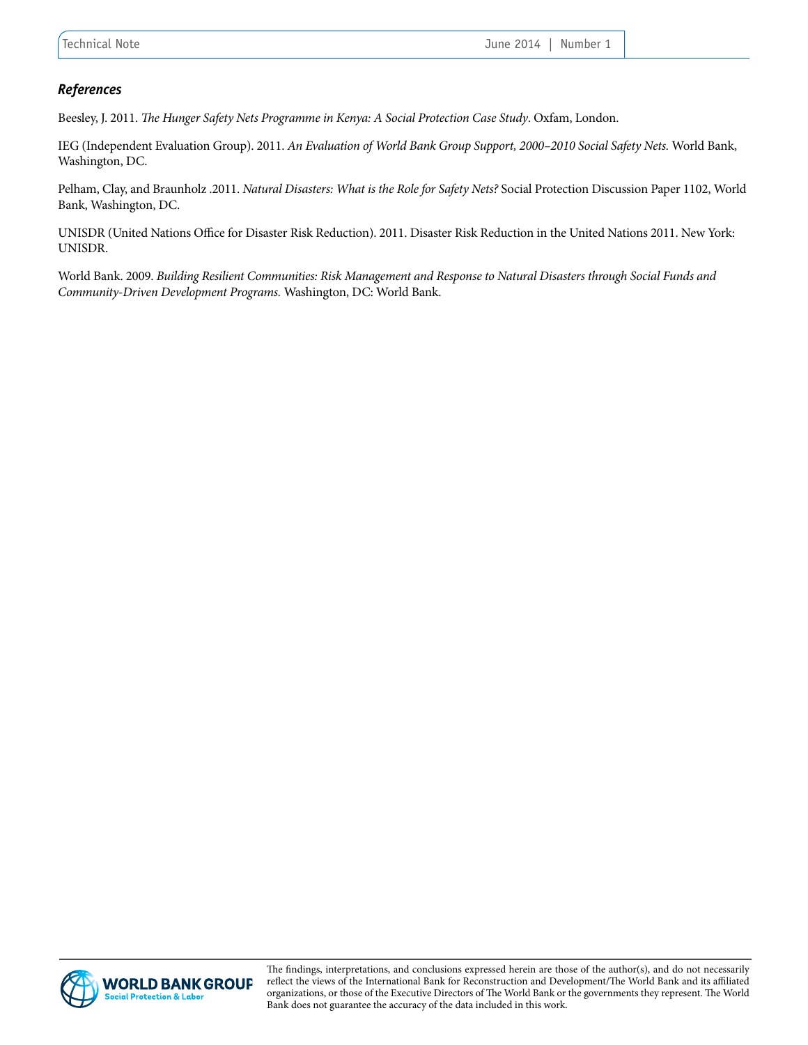### *References*

Beesley, J. 2011. *The Hunger Safety Nets Programme in Kenya: A Social Protection Case Study*. Oxfam, London.

IEG (Independent Evaluation Group). 2011. *An Evaluation of World Bank Group Support, 2000–2010 Social Safety Nets.* World Bank, Washington, DC.

Pelham, Clay, and Braunholz .2011. *Natural Disasters: What is the Role for Safety Nets?* Social Protection Discussion Paper 1102, World Bank, Washington, DC.

UNISDR (United Nations Office for Disaster Risk Reduction). 2011. Disaster Risk Reduction in the United Nations 2011. New York: UNISDR.

World Bank. 2009. *Building Resilient Communities: Risk Management and Response to Natural Disasters through Social Funds and Community-Driven Development Programs.* Washington, DC: World Bank.

WORLD BANK GROUP
Social Protection & Labor

The findings, interpretations, and conclusions expressed herein are those of the author(s), and do not necessarily reflect the views of the International Bank for Reconstruction and Development/The World Bank and its affiliated organizations, or those of the Executive Directors of The World Bank or the governments they represent. The World Bank does not guarantee the accuracy of the data included in this work.